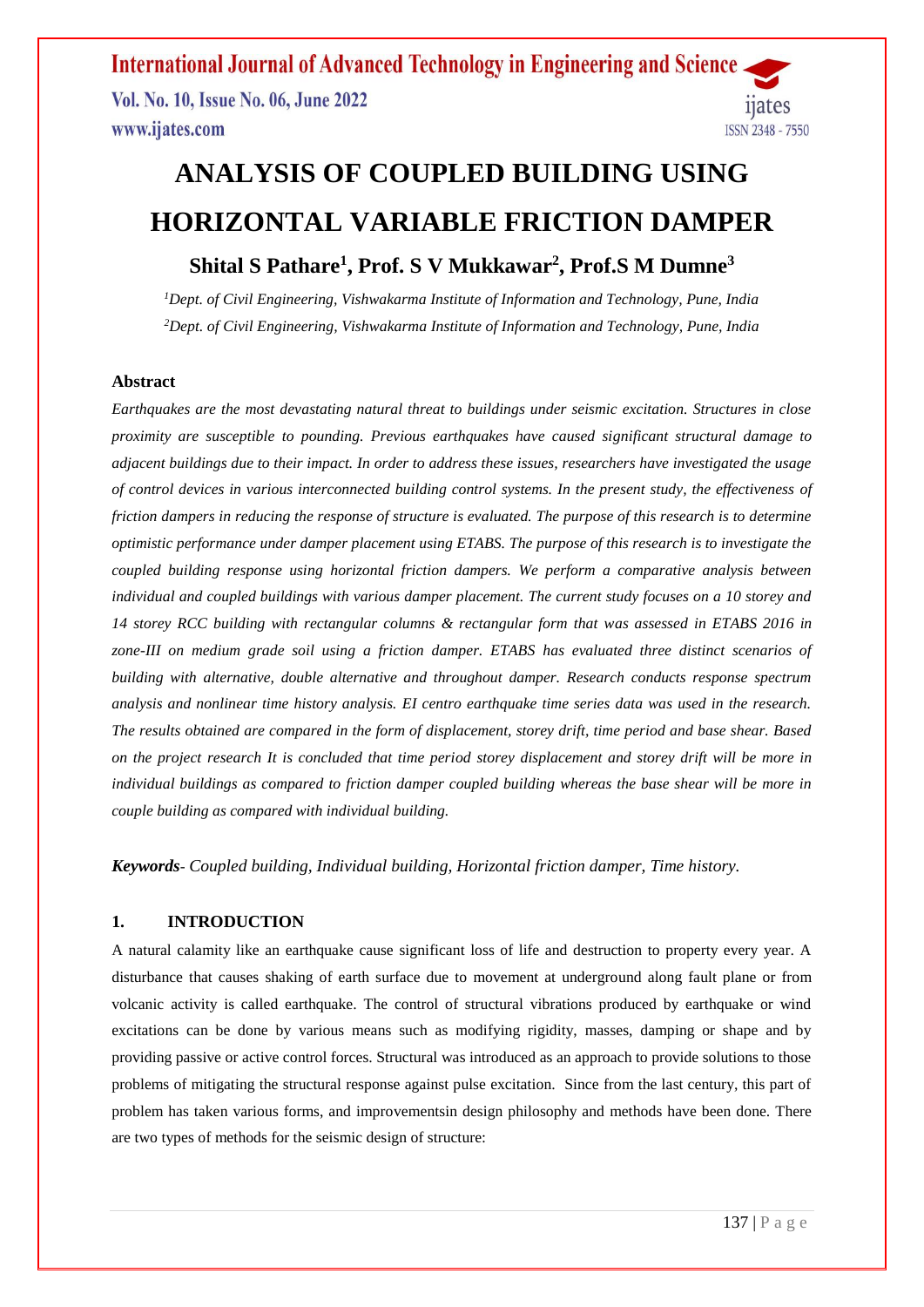# ANALYSIS OF COUPLED BUILDING USING HORIZONTAL VARIABLE FRICTION DAMPER

**Shital S Pathare[1], Prof. S V Mukkawar[2], Prof.S M Dumne[3]**

*[1]Dept. of Civil Engineering, Vishwakarma Institute of Information and Technology, Pune, India*
*[2]Dept. of Civil Engineering, Vishwakarma Institute of Information and Technology, Pune, India*

## Abstract

*Earthquakes are the most devastating natural threat to buildings under seismic excitation. Structures in close proximity are susceptible to pounding. Previous earthquakes have caused significant structural damage to adjacent buildings due to their impact. In order to address these issues, researchers have investigated the usage of control devices in various interconnected building control systems. In the present study, the effectiveness of friction dampers in reducing the response of structure is evaluated. The purpose of this research is to determine optimistic performance under damper placement using ETABS. The purpose of this research is to investigate the coupled building response using horizontal friction dampers. We perform a comparative analysis between individual and coupled buildings with various damper placement. The current study focuses on a 10 storey and 14 storey RCC building with rectangular columns & rectangular form that was assessed in ETABS 2016 in zone-III on medium grade soil using a friction damper. ETABS has evaluated three distinct scenarios of building with alternative, double alternative and throughout damper. Research conducts response spectrum analysis and nonlinear time history analysis. EI centro earthquake time series data was used in the research. The results obtained are compared in the form of displacement, storey drift, time period and base shear. Based on the project research It is concluded that time period storey displacement and storey drift will be more in individual buildings as compared to friction damper coupled building whereas the base shear will be more in couple building as compared with individual building.*

***Keywords**- Coupled building, Individual building, Horizontal friction damper, Time history.*

## 1. INTRODUCTION

A natural calamity like an earthquake cause significant loss of life and destruction to property every year. A disturbance that causes shaking of earth surface due to movement at underground along fault plane or from volcanic activity is called earthquake. The control of structural vibrations produced by earthquake or wind excitations can be done by various means such as modifying rigidity, masses, damping or shape and by providing passive or active control forces. Structural was introduced as an approach to provide solutions to those problems of mitigating the structural response against pulse excitation. Since from the last century, this part of problem has taken various forms, and improvementsin design philosophy and methods have been done. There are two types of methods for the seismic design of structure: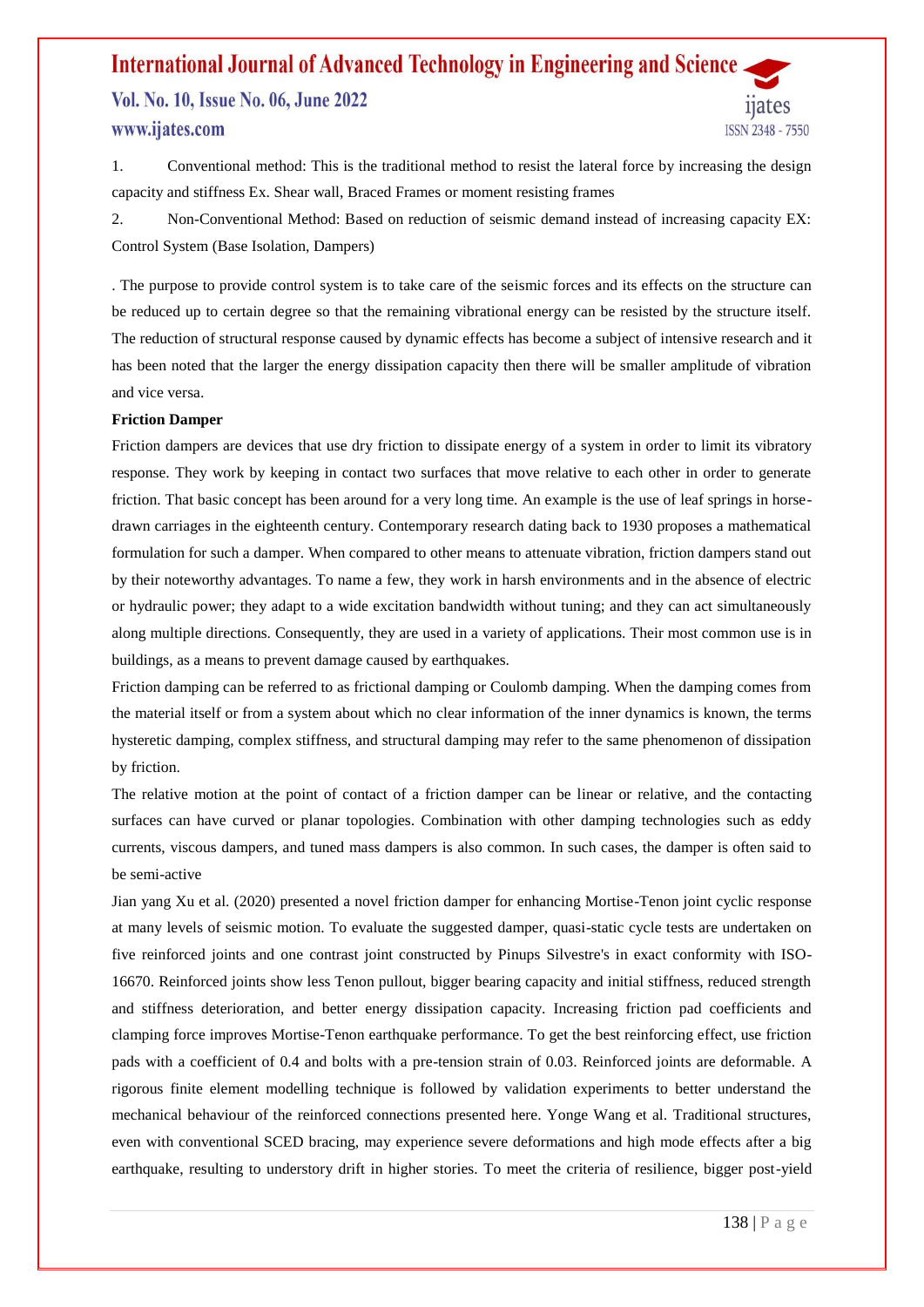1. Conventional method: This is the traditional method to resist the lateral force by increasing the design capacity and stiffness Ex. Shear wall, Braced Frames or moment resisting frames

2. Non-Conventional Method: Based on reduction of seismic demand instead of increasing capacity EX: Control System (Base Isolation, Dampers)

. The purpose to provide control system is to take care of the seismic forces and its effects on the structure can be reduced up to certain degree so that the remaining vibrational energy can be resisted by the structure itself. The reduction of structural response caused by dynamic effects has become a subject of intensive research and it has been noted that the larger the energy dissipation capacity then there will be smaller amplitude of vibration and vice versa.

**Friction Damper**

Friction dampers are devices that use dry friction to dissipate energy of a system in order to limit its vibratory response. They work by keeping in contact two surfaces that move relative to each other in order to generate friction. That basic concept has been around for a very long time. An example is the use of leaf springs in horse-drawn carriages in the eighteenth century. Contemporary research dating back to 1930 proposes a mathematical formulation for such a damper. When compared to other means to attenuate vibration, friction dampers stand out by their noteworthy advantages. To name a few, they work in harsh environments and in the absence of electric or hydraulic power; they adapt to a wide excitation bandwidth without tuning; and they can act simultaneously along multiple directions. Consequently, they are used in a variety of applications. Their most common use is in buildings, as a means to prevent damage caused by earthquakes.

Friction damping can be referred to as frictional damping or Coulomb damping. When the damping comes from the material itself or from a system about which no clear information of the inner dynamics is known, the terms hysteretic damping, complex stiffness, and structural damping may refer to the same phenomenon of dissipation by friction.

The relative motion at the point of contact of a friction damper can be linear or relative, and the contacting surfaces can have curved or planar topologies. Combination with other damping technologies such as eddy currents, viscous dampers, and tuned mass dampers is also common. In such cases, the damper is often said to be semi-active

Jian yang Xu et al. (2020) presented a novel friction damper for enhancing Mortise-Tenon joint cyclic response at many levels of seismic motion. To evaluate the suggested damper, quasi-static cycle tests are undertaken on five reinforced joints and one contrast joint constructed by Pinups Silvestre's in exact conformity with ISO-16670. Reinforced joints show less Tenon pullout, bigger bearing capacity and initial stiffness, reduced strength and stiffness deterioration, and better energy dissipation capacity. Increasing friction pad coefficients and clamping force improves Mortise-Tenon earthquake performance. To get the best reinforcing effect, use friction pads with a coefficient of 0.4 and bolts with a pre-tension strain of 0.03. Reinforced joints are deformable. A rigorous finite element modelling technique is followed by validation experiments to better understand the mechanical behaviour of the reinforced connections presented here. Yonge Wang et al. Traditional structures, even with conventional SCED bracing, may experience severe deformations and high mode effects after a big earthquake, resulting to understory drift in higher stories. To meet the criteria of resilience, bigger post-yield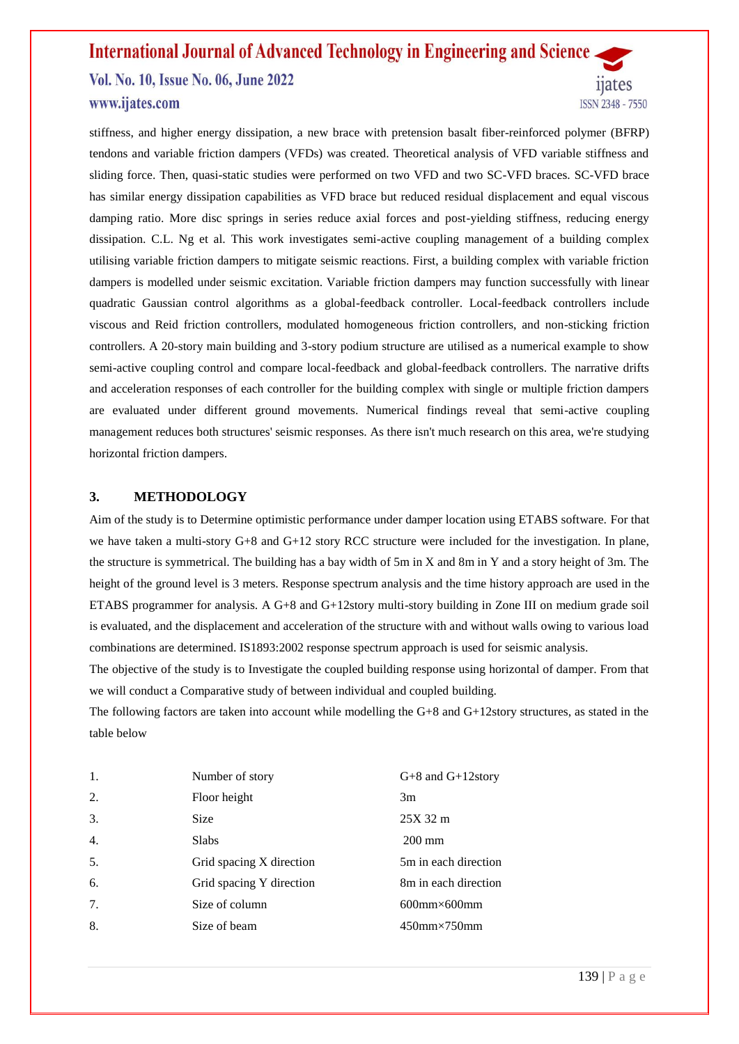stiffness, and higher energy dissipation, a new brace with pretension basalt fiber-reinforced polymer (BFRP) tendons and variable friction dampers (VFDs) was created. Theoretical analysis of VFD variable stiffness and sliding force. Then, quasi-static studies were performed on two VFD and two SC-VFD braces. SC-VFD brace has similar energy dissipation capabilities as VFD brace but reduced residual displacement and equal viscous damping ratio. More disc springs in series reduce axial forces and post-yielding stiffness, reducing energy dissipation. C.L. Ng et al. This work investigates semi-active coupling management of a building complex utilising variable friction dampers to mitigate seismic reactions. First, a building complex with variable friction dampers is modelled under seismic excitation. Variable friction dampers may function successfully with linear quadratic Gaussian control algorithms as a global-feedback controller. Local-feedback controllers include viscous and Reid friction controllers, modulated homogeneous friction controllers, and non-sticking friction controllers. A 20-story main building and 3-story podium structure are utilised as a numerical example to show semi-active coupling control and compare local-feedback and global-feedback controllers. The narrative drifts and acceleration responses of each controller for the building complex with single or multiple friction dampers are evaluated under different ground movements. Numerical findings reveal that semi-active coupling management reduces both structures' seismic responses. As there isn't much research on this area, we're studying horizontal friction dampers.

## 3. METHODOLOGY

Aim of the study is to Determine optimistic performance under damper location using ETABS software. For that we have taken a multi-story G+8 and G+12 story RCC structure were included for the investigation. In plane, the structure is symmetrical. The building has a bay width of 5m in X and 8m in Y and a story height of 3m. The height of the ground level is 3 meters. Response spectrum analysis and the time history approach are used in the ETABS programmer for analysis. A G+8 and G+12story multi-story building in Zone III on medium grade soil is evaluated, and the displacement and acceleration of the structure with and without walls owing to various load combinations are determined. IS1893:2002 response spectrum approach is used for seismic analysis.

The objective of the study is to Investigate the coupled building response using horizontal of damper. From that we will conduct a Comparative study of between individual and coupled building.

The following factors are taken into account while modelling the G+8 and G+12story structures, as stated in the table below

| | | |
|---|---|---|
| 1. | Number of story | G+8 and G+12story |
| 2. | Floor height | 3m |
| 3. | Size | 25X 32 m |
| 4. | Slabs | 200 mm |
| 5. | Grid spacing X direction | 5m in each direction |
| 6. | Grid spacing Y direction | 8m in each direction |
| 7. | Size of column | 600mm×600mm |
| 8. | Size of beam | 450mm×750mm |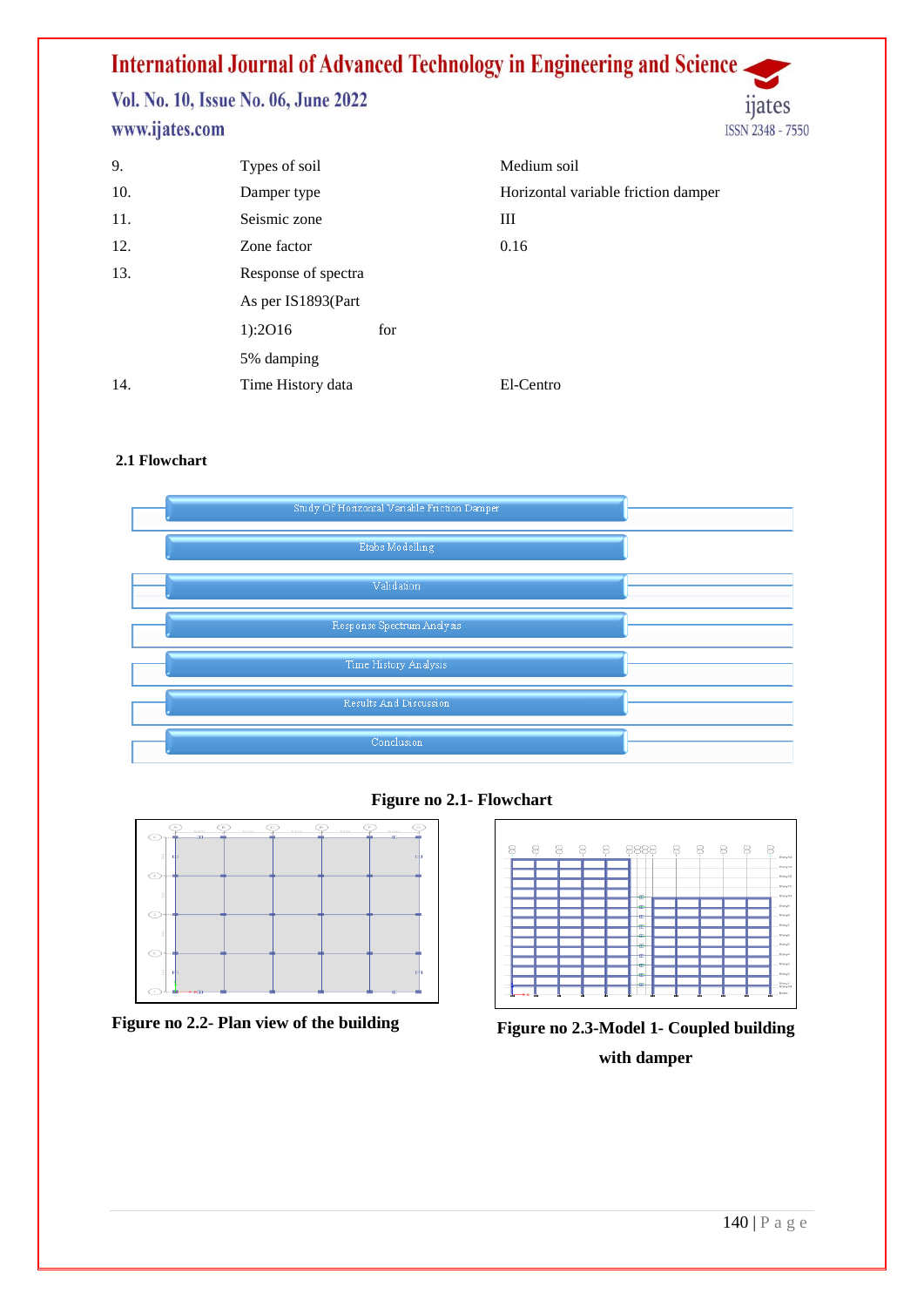| 9. | Types of soil | Medium soil |
|---|---|---|
| 10. | Damper type | Horizontal variable friction damper |
| 11. | Seismic zone | III |
| 12. | Zone factor | 0.16 |
| 13. | Response of spectra As per IS1893(Part 1):2O16 for 5% damping | |
| 14. | Time History data | El-Centro |

### 2.1 Flowchart

Study Of Horizontal Variable Friction Damper

Etabs Modelling

Validation

Response Spectrum Analysis

Time History Analysis

Results And Discussion

Conclusion

**Figure no 2.1- Flowchart**

**Figure no 2.2- Plan view of the building**

**Figure no 2.3-Model 1- Coupled building with damper**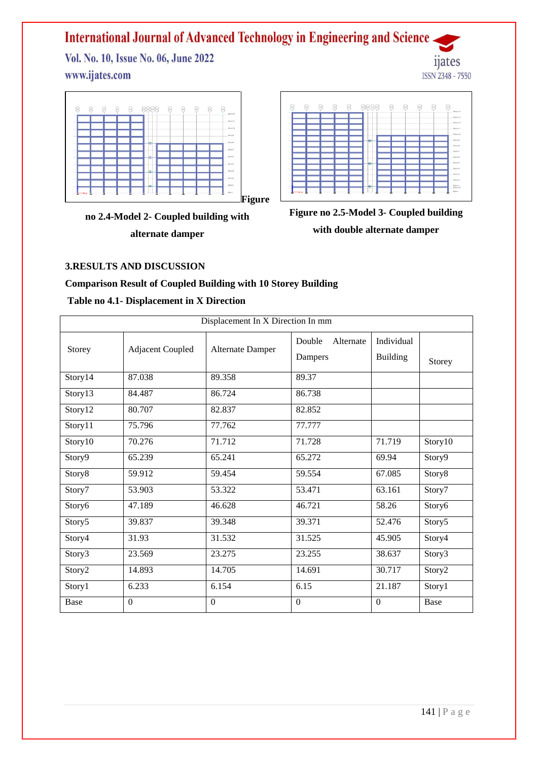**Figure no 2.4-Model 2- Coupled building with alternate damper**

**Figure no 2.5-Model 3- Coupled building with double alternate damper**

## 3.RESULTS AND DISCUSSION

**Comparison Result of Coupled Building with 10 Storey Building**

**Table no 4.1- Displacement in X Direction**

| Displacement In X Direction In mm | | | | | |
|---|---|---|---|---|---|
| Storey | Adjacent Coupled | Alternate Damper | Double Alternate Dampers | Individual Building | Storey |
| Story14 | 87.038 | 89.358 | 89.37 | | |
| Story13 | 84.487 | 86.724 | 86.738 | | |
| Story12 | 80.707 | 82.837 | 82.852 | | |
| Story11 | 75.796 | 77.762 | 77.777 | | |
| Story10 | 70.276 | 71.712 | 71.728 | 71.719 | Story10 |
| Story9 | 65.239 | 65.241 | 65.272 | 69.94 | Story9 |
| Story8 | 59.912 | 59.454 | 59.554 | 67.085 | Story8 |
| Story7 | 53.903 | 53.322 | 53.471 | 63.161 | Story7 |
| Story6 | 47.189 | 46.628 | 46.721 | 58.26 | Story6 |
| Story5 | 39.837 | 39.348 | 39.371 | 52.476 | Story5 |
| Story4 | 31.93 | 31.532 | 31.525 | 45.905 | Story4 |
| Story3 | 23.569 | 23.275 | 23.255 | 38.637 | Story3 |
| Story2 | 14.893 | 14.705 | 14.691 | 30.717 | Story2 |
| Story1 | 6.233 | 6.154 | 6.15 | 21.187 | Story1 |
| Base | 0 | 0 | 0 | 0 | Base |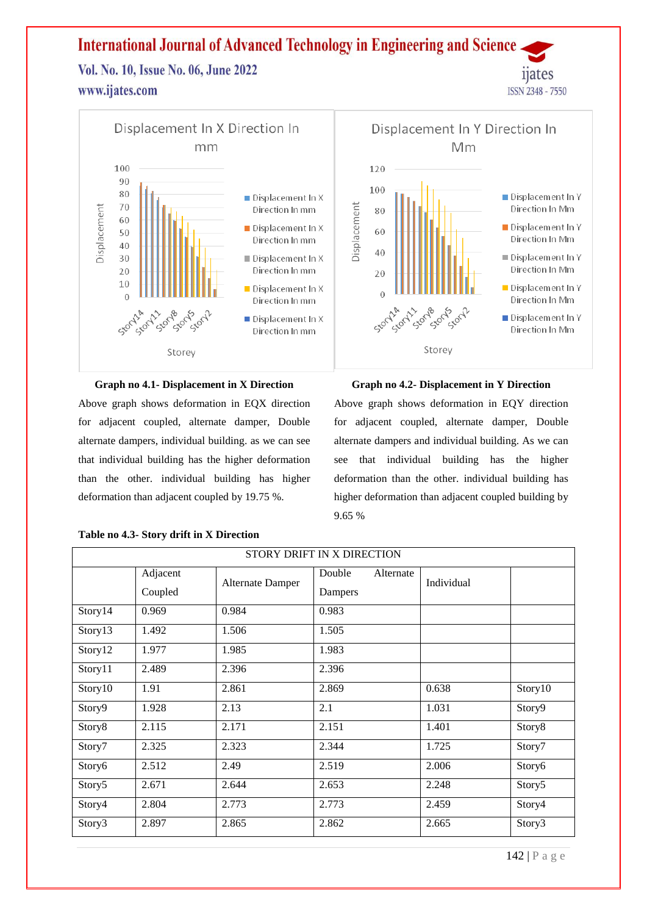**Graph no 4.1- Displacement in X Direction**

Above graph shows deformation in EQX direction for adjacent coupled, alternate damper, Double alternate dampers, individual building. as we can see that individual building has the higher deformation than the other. individual building has higher deformation than adjacent coupled by 19.75 %.

**Graph no 4.2- Displacement in Y Direction**

Above graph shows deformation in EQY direction for adjacent coupled, alternate damper, Double alternate dampers and individual building. As we can see that individual building has the higher deformation than the other. individual building has higher deformation than adjacent coupled building by 9.65 %

**Table no 4.3- Story drift in X Direction**

| STORY DRIFT IN X DIRECTION | | | | | |
|---|---|---|---|---|---|
| | Adjacent Coupled | Alternate Damper | Double Alternate Dampers | Individual | |
| Story14 | 0.969 | 0.984 | 0.983 | | |
| Story13 | 1.492 | 1.506 | 1.505 | | |
| Story12 | 1.977 | 1.985 | 1.983 | | |
| Story11 | 2.489 | 2.396 | 2.396 | | |
| Story10 | 1.91 | 2.861 | 2.869 | 0.638 | Story10 |
| Story9 | 1.928 | 2.13 | 2.1 | 1.031 | Story9 |
| Story8 | 2.115 | 2.171 | 2.151 | 1.401 | Story8 |
| Story7 | 2.325 | 2.323 | 2.344 | 1.725 | Story7 |
| Story6 | 2.512 | 2.49 | 2.519 | 2.006 | Story6 |
| Story5 | 2.671 | 2.644 | 2.653 | 2.248 | Story5 |
| Story4 | 2.804 | 2.773 | 2.773 | 2.459 | Story4 |
| Story3 | 2.897 | 2.865 | 2.862 | 2.665 | Story3 |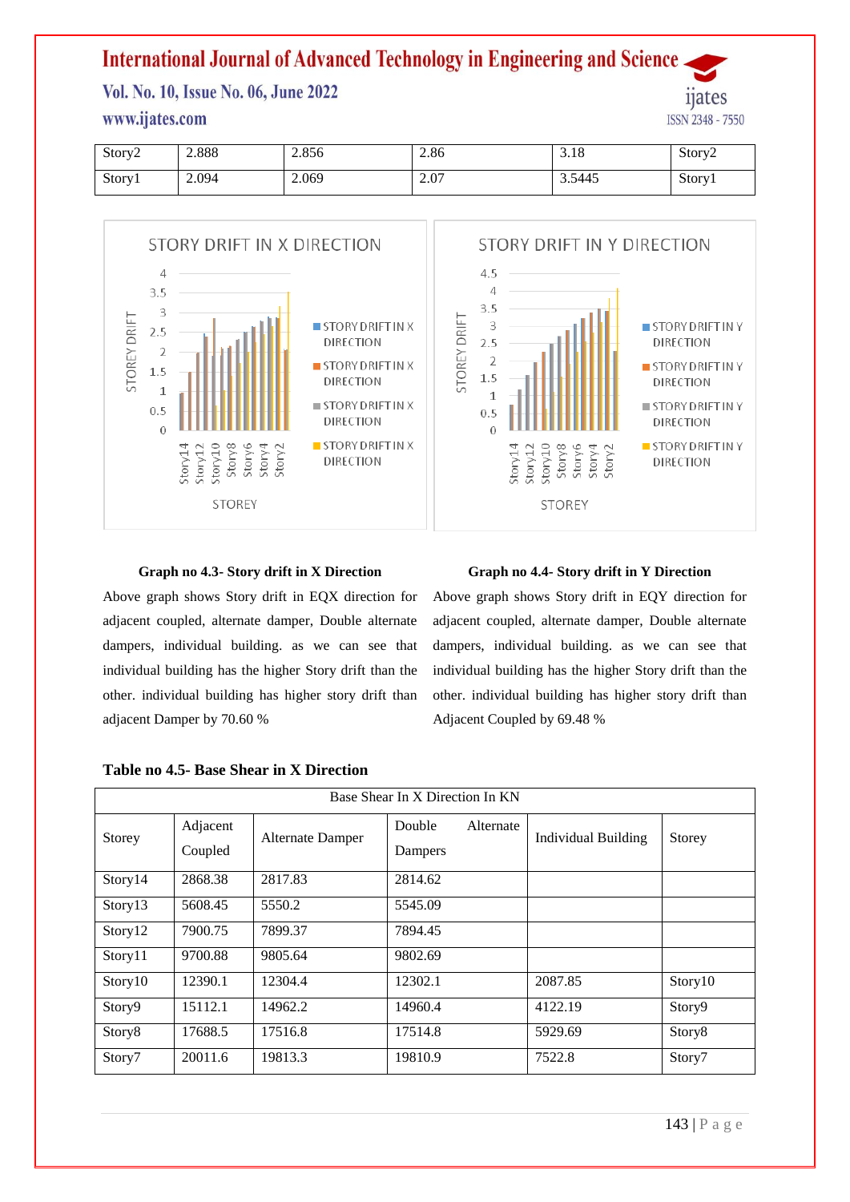| Story2 | 2.888 | 2.856 | 2.86 | 3.18 | Story2 |
|---|---|---|---|---|---|
| Story1 | 2.094 | 2.069 | 2.07 | 3.5445 | Story1 |

**Graph no 4.3- Story drift in X Direction**

Above graph shows Story drift in EQX direction for adjacent coupled, alternate damper, Double alternate dampers, individual building. as we can see that individual building has the higher Story drift than the other. individual building has higher story drift than adjacent Damper by 70.60 %

**Graph no 4.4- Story drift in Y Direction**

Above graph shows Story drift in EQY direction for adjacent coupled, alternate damper, Double alternate dampers, individual building. as we can see that individual building has the higher Story drift than the other. individual building has higher story drift than Adjacent Coupled by 69.48 %

**Table no 4.5- Base Shear in X Direction**

| Base Shear In X Direction In KN | | | | | |
|---|---|---|---|---|---|
| Storey | Adjacent Coupled | Alternate Damper | Double Alternate Dampers | Individual Building | Storey |
| Story14 | 2868.38 | 2817.83 | 2814.62 | | |
| Story13 | 5608.45 | 5550.2 | 5545.09 | | |
| Story12 | 7900.75 | 7899.37 | 7894.45 | | |
| Story11 | 9700.88 | 9805.64 | 9802.69 | | |
| Story10 | 12390.1 | 12304.4 | 12302.1 | 2087.85 | Story10 |
| Story9 | 15112.1 | 14962.2 | 14960.4 | 4122.19 | Story9 |
| Story8 | 17688.5 | 17516.8 | 17514.8 | 5929.69 | Story8 |
| Story7 | 20011.6 | 19813.3 | 19810.9 | 7522.8 | Story7 |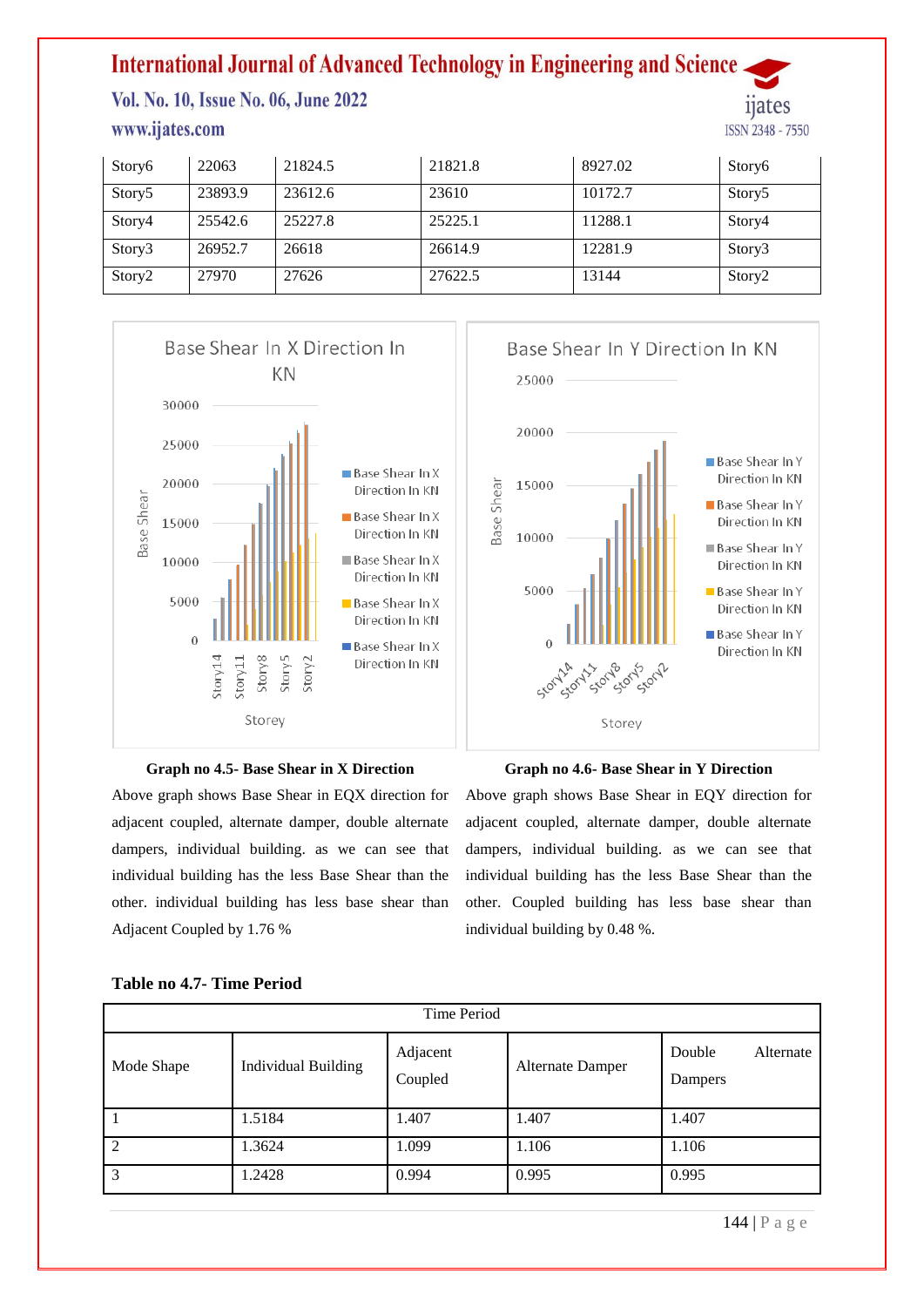| Story6 | 22063 | 21824.5 | 21821.8 | 8927.02 | Story6 |
|---|---|---|---|---|---|
| Story5 | 23893.9 | 23612.6 | 23610 | 10172.7 | Story5 |
| Story4 | 25542.6 | 25227.8 | 25225.1 | 11288.1 | Story4 |
| Story3 | 26952.7 | 26618 | 26614.9 | 12281.9 | Story3 |
| Story2 | 27970 | 27626 | 27622.5 | 13144 | Story2 |

**Graph no 4.5- Base Shear in X Direction**

Above graph shows Base Shear in EQX direction for adjacent coupled, alternate damper, double alternate dampers, individual building. as we can see that individual building has the less Base Shear than the other. individual building has less base shear than Adjacent Coupled by 1.76 %

**Graph no 4.6- Base Shear in Y Direction**

Above graph shows Base Shear in EQY direction for adjacent coupled, alternate damper, double alternate dampers, individual building. as we can see that individual building has the less Base Shear than the other. Coupled building has less base shear than individual building by 0.48 %.

**Table no 4.7- Time Period**

| Time Period | | | | |
|---|---|---|---|---|
| Mode Shape | Individual Building | Adjacent Coupled | Alternate Damper | Double Alternate Dampers |
| 1 | 1.5184 | 1.407 | 1.407 | 1.407 |
| 2 | 1.3624 | 1.099 | 1.106 | 1.106 |
| 3 | 1.2428 | 0.994 | 0.995 | 0.995 |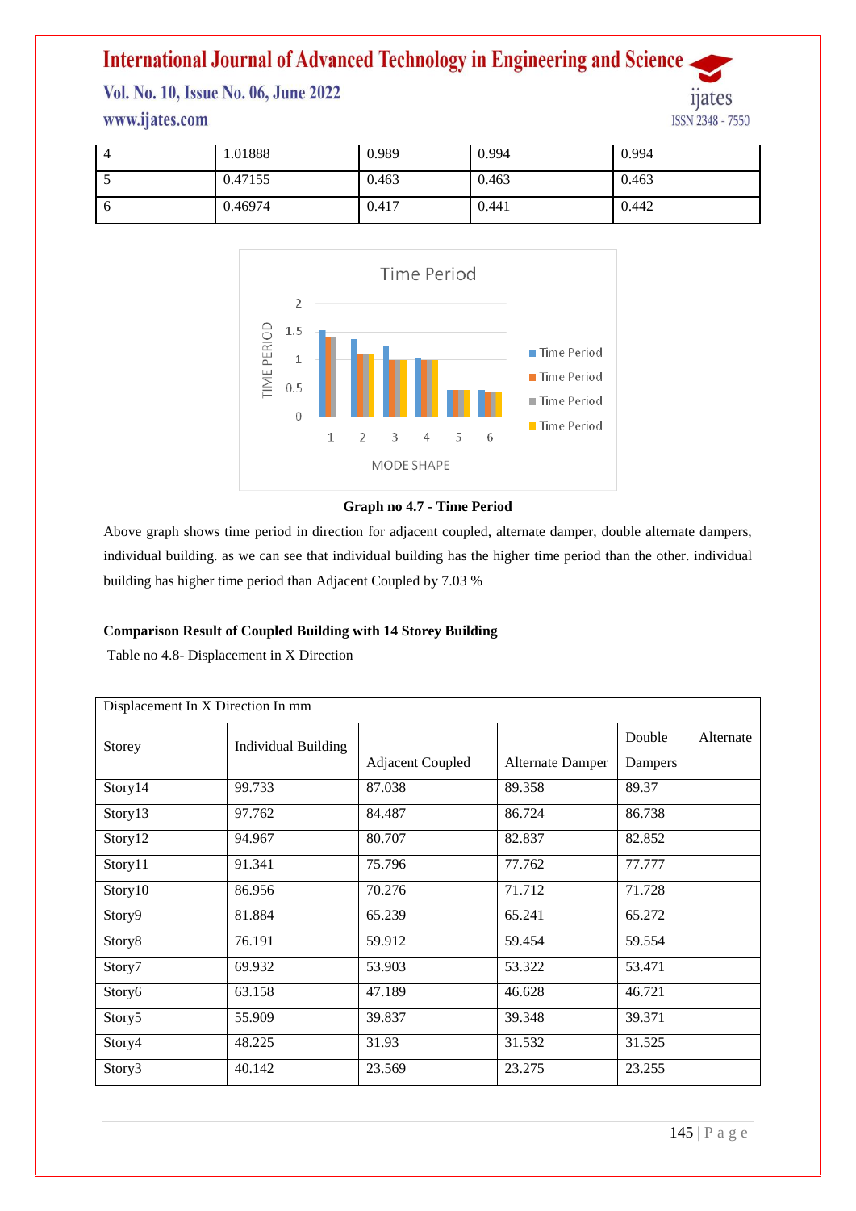| 4 | 1.01888 | 0.989 | 0.994 | 0.994 |
|---|---|---|---|---|
| 5 | 0.47155 | 0.463 | 0.463 | 0.463 |
| 6 | 0.46974 | 0.417 | 0.441 | 0.442 |

**Graph no 4.7 - Time Period**

Above graph shows time period in direction for adjacent coupled, alternate damper, double alternate dampers, individual building. as we can see that individual building has the higher time period than the other. individual building has higher time period than Adjacent Coupled by 7.03 %

**Comparison Result of Coupled Building with 14 Storey Building**

Table no 4.8- Displacement in X Direction

| Displacement In X Direction In mm | | | | |
|---|---|---|---|---|
| Storey | Individual Building | Adjacent Coupled | Alternate Damper | Double Alternate Dampers |
| Story14 | 99.733 | 87.038 | 89.358 | 89.37 |
| Story13 | 97.762 | 84.487 | 86.724 | 86.738 |
| Story12 | 94.967 | 80.707 | 82.837 | 82.852 |
| Story11 | 91.341 | 75.796 | 77.762 | 77.777 |
| Story10 | 86.956 | 70.276 | 71.712 | 71.728 |
| Story9 | 81.884 | 65.239 | 65.241 | 65.272 |
| Story8 | 76.191 | 59.912 | 59.454 | 59.554 |
| Story7 | 69.932 | 53.903 | 53.322 | 53.471 |
| Story6 | 63.158 | 47.189 | 46.628 | 46.721 |
| Story5 | 55.909 | 39.837 | 39.348 | 39.371 |
| Story4 | 48.225 | 31.93 | 31.532 | 31.525 |
| Story3 | 40.142 | 23.569 | 23.275 | 23.255 |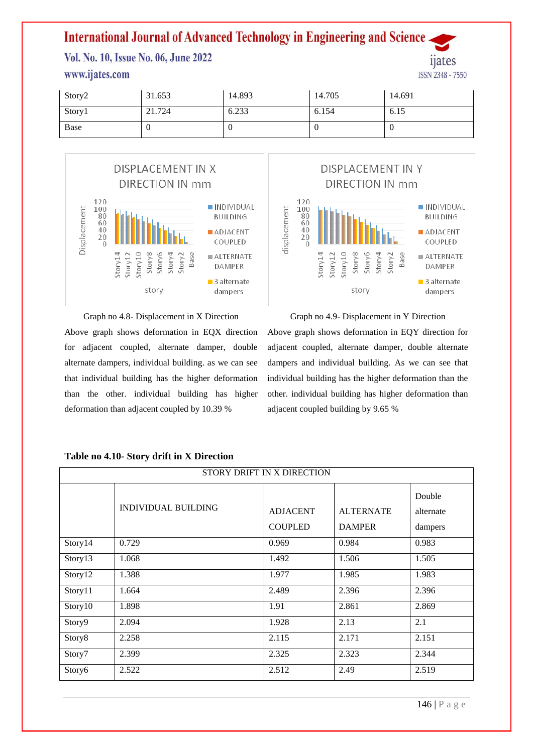| Story2 | 31.653 | 14.893 | 14.705 | 14.691 |
|---|---|---|---|---|
| Story1 | 21.724 | 6.233 | 6.154 | 6.15 |
| Base | 0 | 0 | 0 | 0 |

Graph no 4.8- Displacement in X Direction

Above graph shows deformation in EQX direction for adjacent coupled, alternate damper, double alternate dampers, individual building. as we can see that individual building has the higher deformation than the other. individual building has higher deformation than adjacent coupled by 10.39 %

Graph no 4.9- Displacement in Y Direction

Above graph shows deformation in EQY direction for adjacent coupled, alternate damper, double alternate dampers and individual building. As we can see that individual building has the higher deformation than the other. individual building has higher deformation than adjacent coupled building by 9.65 %

**Table no 4.10- Story drift in X Direction**

| STORY DRIFT IN X DIRECTION | | | | |
|---|---|---|---|---|
| | INDIVIDUAL BUILDING | ADJACENT COUPLED | ALTERNATE DAMPER | Double alternate dampers |
| Story14 | 0.729 | 0.969 | 0.984 | 0.983 |
| Story13 | 1.068 | 1.492 | 1.506 | 1.505 |
| Story12 | 1.388 | 1.977 | 1.985 | 1.983 |
| Story11 | 1.664 | 2.489 | 2.396 | 2.396 |
| Story10 | 1.898 | 1.91 | 2.861 | 2.869 |
| Story9 | 2.094 | 1.928 | 2.13 | 2.1 |
| Story8 | 2.258 | 2.115 | 2.171 | 2.151 |
| Story7 | 2.399 | 2.325 | 2.323 | 2.344 |
| Story6 | 2.522 | 2.512 | 2.49 | 2.519 |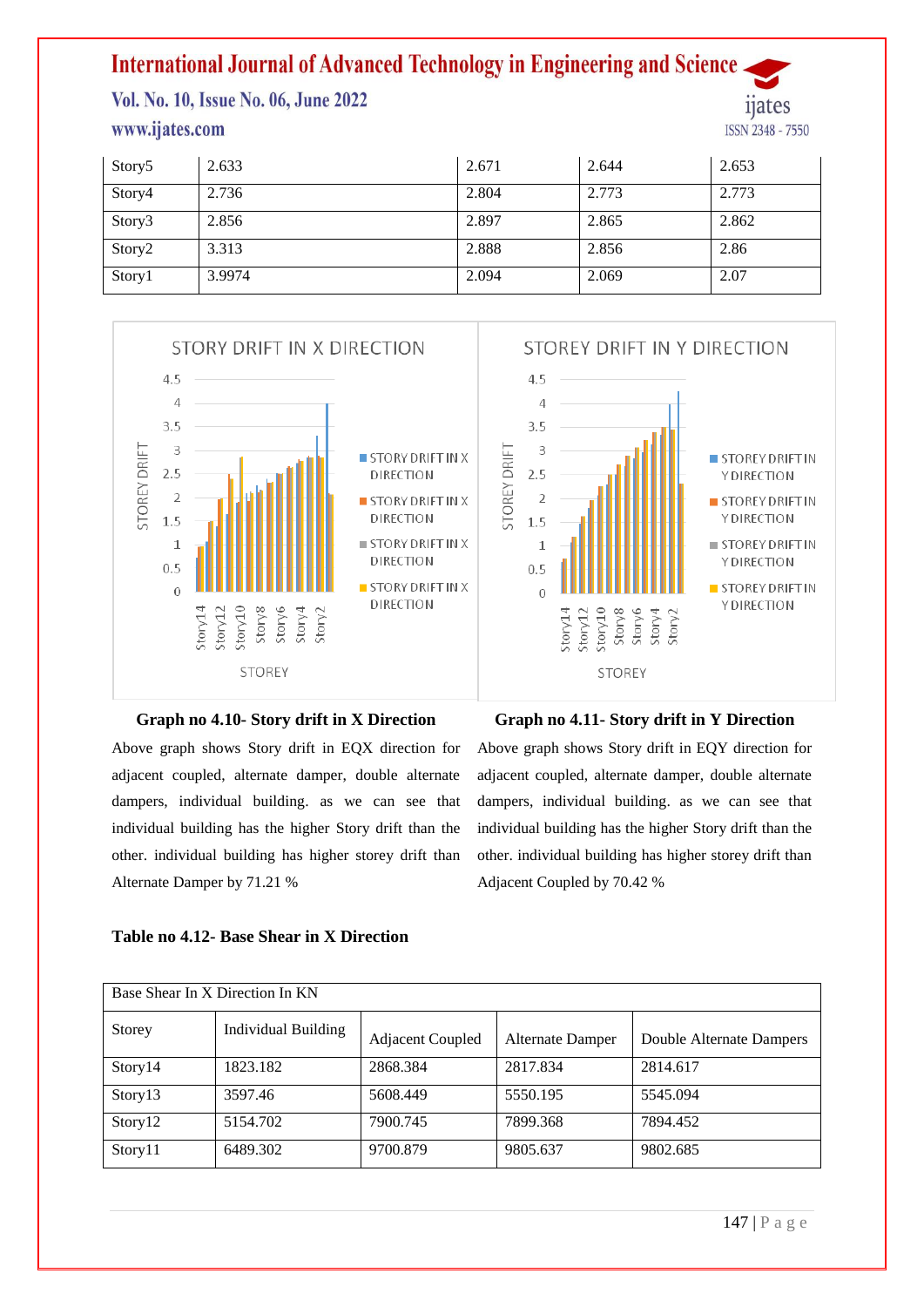| Story5 | 2.633 | 2.671 | 2.644 | 2.653 |
|---|---|---|---|---|
| Story4 | 2.736 | 2.804 | 2.773 | 2.773 |
| Story3 | 2.856 | 2.897 | 2.865 | 2.862 |
| Story2 | 3.313 | 2.888 | 2.856 | 2.86 |
| Story1 | 3.9974 | 2.094 | 2.069 | 2.07 |

**Graph no 4.10- Story drift in X Direction**

Above graph shows Story drift in EQX direction for adjacent coupled, alternate damper, double alternate dampers, individual building. as we can see that individual building has the higher Story drift than the other. individual building has higher storey drift than Alternate Damper by 71.21 %

**Graph no 4.11- Story drift in Y Direction**

Above graph shows Story drift in EQY direction for adjacent coupled, alternate damper, double alternate dampers, individual building. as we can see that individual building has the higher Story drift than the other. individual building has higher storey drift than Adjacent Coupled by 70.42 %

**Table no 4.12- Base Shear in X Direction**

| Base Shear In X Direction In KN | | | | |
|---|---|---|---|---|
| Storey | Individual Building | Adjacent Coupled | Alternate Damper | Double Alternate Dampers |
| Story14 | 1823.182 | 2868.384 | 2817.834 | 2814.617 |
| Story13 | 3597.46 | 5608.449 | 5550.195 | 5545.094 |
| Story12 | 5154.702 | 7900.745 | 7899.368 | 7894.452 |
| Story11 | 6489.302 | 9700.879 | 9805.637 | 9802.685 |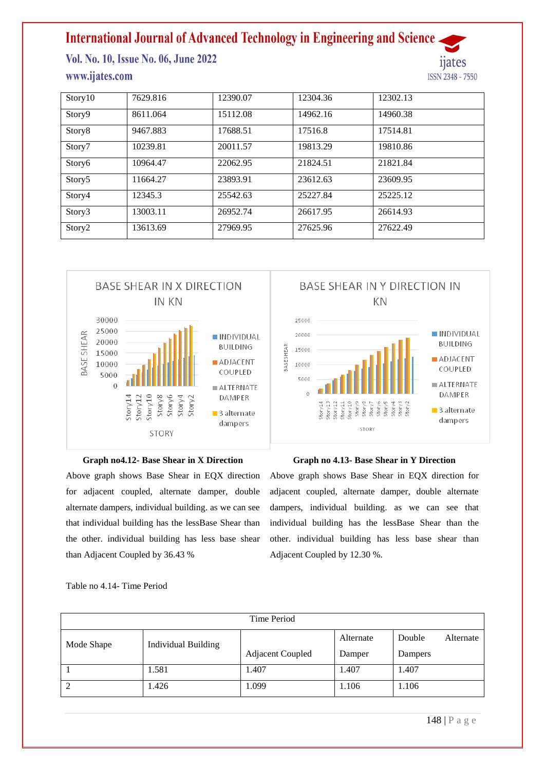| Story10 | 7629.816 | 12390.07 | 12304.36 | 12302.13 |
|---|---|---|---|---|
| Story9 | 8611.064 | 15112.08 | 14962.16 | 14960.38 |
| Story8 | 9467.883 | 17688.51 | 17516.8 | 17514.81 |
| Story7 | 10239.81 | 20011.57 | 19813.29 | 19810.86 |
| Story6 | 10964.47 | 22062.95 | 21824.51 | 21821.84 |
| Story5 | 11664.27 | 23893.91 | 23612.63 | 23609.95 |
| Story4 | 12345.3 | 25542.63 | 25227.84 | 25225.12 |
| Story3 | 13003.11 | 26952.74 | 26617.95 | 26614.93 |
| Story2 | 13613.69 | 27969.95 | 27625.96 | 27622.49 |

**Graph no4.12- Base Shear in X Direction**

Above graph shows Base Shear in EQX direction for adjacent coupled, alternate damper, double alternate dampers, individual building. as we can see that individual building has the lessBase Shear than the other. individual building has less base shear than Adjacent Coupled by 36.43 %

**Graph no 4.13- Base Shear in Y Direction**

Above graph shows Base Shear in EQX direction for adjacent coupled, alternate damper, double alternate dampers, individual building. as we can see that individual building has the lessBase Shear than the other. individual building has less base shear than Adjacent Coupled by 12.30 %.

Table no 4.14- Time Period

| Time Period | | | | |
|---|---|---|---|---|
| Mode Shape | Individual Building | Adjacent Coupled | Alternate Damper | Double Alternate Dampers |
| 1 | 1.581 | 1.407 | 1.407 | 1.407 |
| 2 | 1.426 | 1.099 | 1.106 | 1.106 |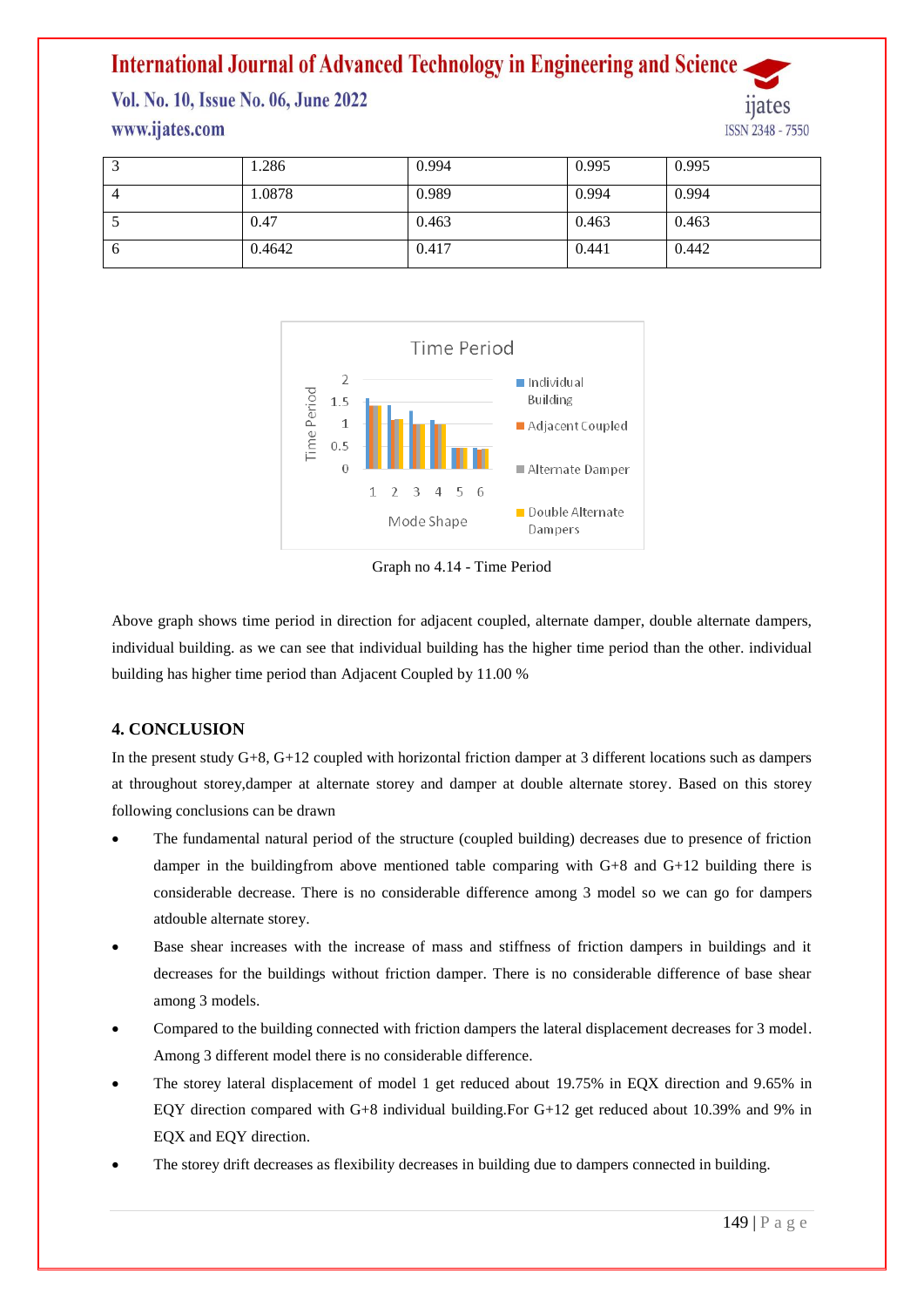| 3 | 1.286 | 0.994 | 0.995 | 0.995 |
|---|---|---|---|---|
| 4 | 1.0878 | 0.989 | 0.994 | 0.994 |
| 5 | 0.47 | 0.463 | 0.463 | 0.463 |
| 6 | 0.4642 | 0.417 | 0.441 | 0.442 |

Graph no 4.14 - Time Period

Above graph shows time period in direction for adjacent coupled, alternate damper, double alternate dampers, individual building. as we can see that individual building has the higher time period than the other. individual building has higher time period than Adjacent Coupled by 11.00 %

## 4. CONCLUSION

In the present study G+8, G+12 coupled with horizontal friction damper at 3 different locations such as dampers at throughout storey,damper at alternate storey and damper at double alternate storey. Based on this storey following conclusions can be drawn

- The fundamental natural period of the structure (coupled building) decreases due to presence of friction damper in the buildingfrom above mentioned table comparing with G+8 and G+12 building there is considerable decrease. There is no considerable difference among 3 model so we can go for dampers atdouble alternate storey.
- Base shear increases with the increase of mass and stiffness of friction dampers in buildings and it decreases for the buildings without friction damper. There is no considerable difference of base shear among 3 models.
- Compared to the building connected with friction dampers the lateral displacement decreases for 3 model. Among 3 different model there is no considerable difference.
- The storey lateral displacement of model 1 get reduced about 19.75% in EQX direction and 9.65% in EQY direction compared with G+8 individual building.For G+12 get reduced about 10.39% and 9% in EQX and EQY direction.
- The storey drift decreases as flexibility decreases in building due to dampers connected in building.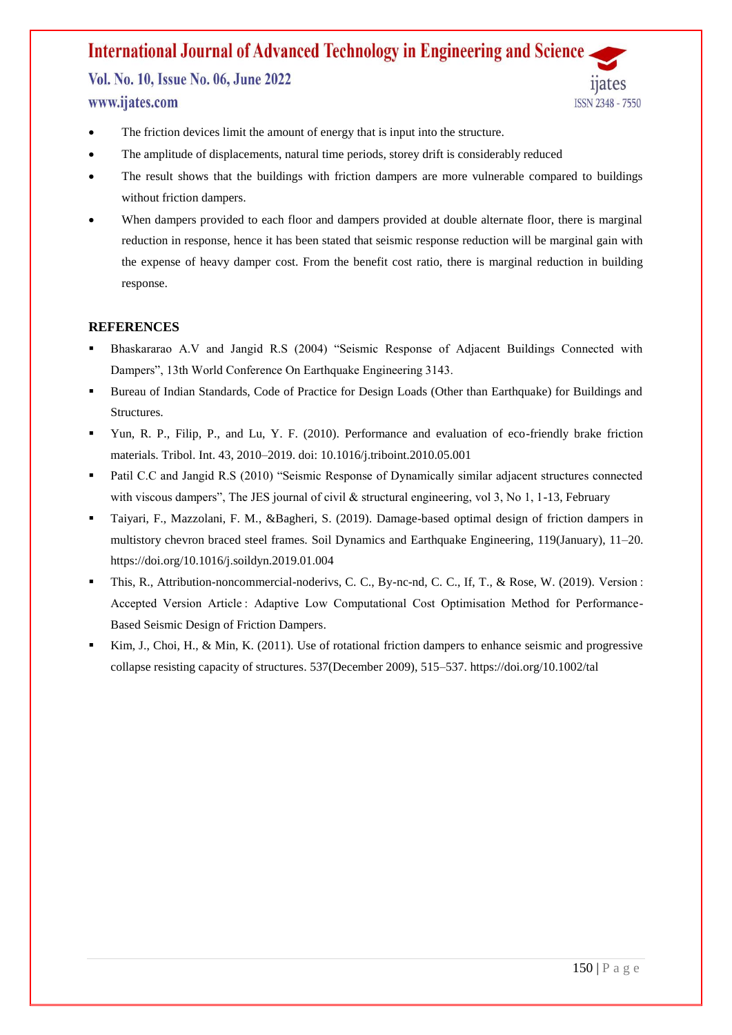- The friction devices limit the amount of energy that is input into the structure.
- The amplitude of displacements, natural time periods, storey drift is considerably reduced
- The result shows that the buildings with friction dampers are more vulnerable compared to buildings without friction dampers.
- When dampers provided to each floor and dampers provided at double alternate floor, there is marginal reduction in response, hence it has been stated that seismic response reduction will be marginal gain with the expense of heavy damper cost. From the benefit cost ratio, there is marginal reduction in building response.

## REFERENCES

- Bhaskararao A.V and Jangid R.S (2004) "Seismic Response of Adjacent Buildings Connected with Dampers", 13th World Conference On Earthquake Engineering 3143.
- Bureau of Indian Standards, Code of Practice for Design Loads (Other than Earthquake) for Buildings and Structures.
- Yun, R. P., Filip, P., and Lu, Y. F. (2010). Performance and evaluation of eco-friendly brake friction materials. Tribol. Int. 43, 2010–2019. doi: 10.1016/j.triboint.2010.05.001
- Patil C.C and Jangid R.S (2010) "Seismic Response of Dynamically similar adjacent structures connected with viscous dampers", The JES journal of civil & structural engineering, vol 3, No 1, 1-13, February
- Taiyari, F., Mazzolani, F. M., &Bagheri, S. (2019). Damage-based optimal design of friction dampers in multistory chevron braced steel frames. Soil Dynamics and Earthquake Engineering, 119(January), 11–20. https://doi.org/10.1016/j.soildyn.2019.01.004
- This, R., Attribution-noncommercial-noderivs, C. C., By-nc-nd, C. C., If, T., & Rose, W. (2019). Version : Accepted Version Article : Adaptive Low Computational Cost Optimisation Method for Performance-Based Seismic Design of Friction Dampers.
- Kim, J., Choi, H., & Min, K. (2011). Use of rotational friction dampers to enhance seismic and progressive collapse resisting capacity of structures. 537(December 2009), 515–537. https://doi.org/10.1002/tal